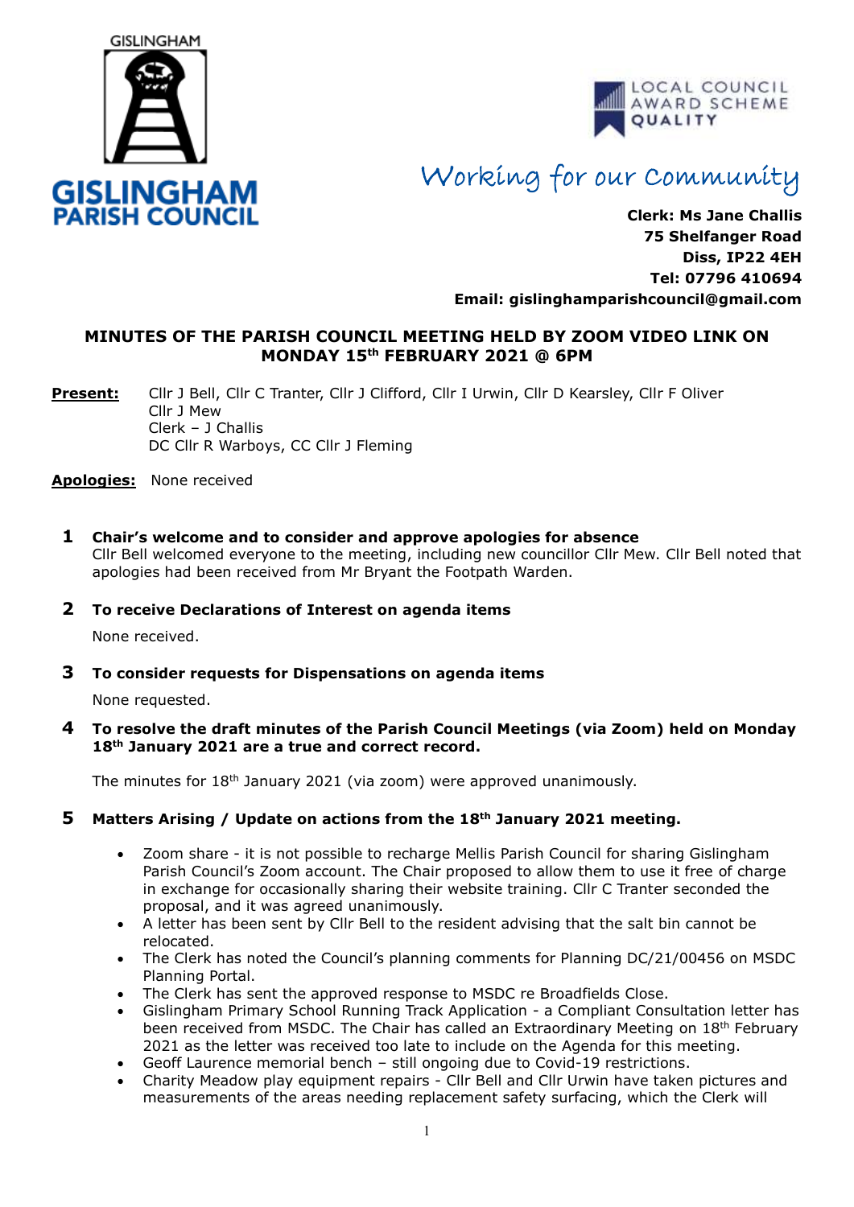GISLINGHAM

**GISLINGHAM PARISH COUNCIL**

LOCAL COUNCIL AWARD SCHEME QUALITY

*Working for our Community*

**Clerk: Ms Jane Challis**
**75 Shelfanger Road**
**Diss, IP22 4EH**
**Tel: 07796 410694**
**Email: gislinghamparishcouncil@gmail.com**

## MINUTES OF THE PARISH COUNCIL MEETING HELD BY ZOOM VIDEO LINK ON MONDAY 15th FEBRUARY 2021 @ 6PM

**Present:** Cllr J Bell, Cllr C Tranter, Cllr J Clifford, Cllr I Urwin, Cllr D Kearsley, Cllr F Oliver
Cllr J Mew
Clerk – J Challis
DC Cllr R Warboys, CC Cllr J Fleming

**Apologies:** None received

### 1 Chair's welcome and to consider and approve apologies for absence

Cllr Bell welcomed everyone to the meeting, including new councillor Cllr Mew. Cllr Bell noted that apologies had been received from Mr Bryant the Footpath Warden.

### 2 To receive Declarations of Interest on agenda items

None received.

### 3 To consider requests for Dispensations on agenda items

None requested.

### 4 To resolve the draft minutes of the Parish Council Meetings (via Zoom) held on Monday 18th January 2021 are a true and correct record.

The minutes for 18th January 2021 (via zoom) were approved unanimously.

### 5 Matters Arising / Update on actions from the 18th January 2021 meeting.

- Zoom share - it is not possible to recharge Mellis Parish Council for sharing Gislingham Parish Council's Zoom account. The Chair proposed to allow them to use it free of charge in exchange for occasionally sharing their website training. Cllr C Tranter seconded the proposal, and it was agreed unanimously.
- A letter has been sent by Cllr Bell to the resident advising that the salt bin cannot be relocated.
- The Clerk has noted the Council's planning comments for Planning DC/21/00456 on MSDC Planning Portal.
- The Clerk has sent the approved response to MSDC re Broadfields Close.
- Gislingham Primary School Running Track Application - a Compliant Consultation letter has been received from MSDC. The Chair has called an Extraordinary Meeting on 18th February 2021 as the letter was received too late to include on the Agenda for this meeting.
- Geoff Laurence memorial bench – still ongoing due to Covid-19 restrictions.
- Charity Meadow play equipment repairs - Cllr Bell and Cllr Urwin have taken pictures and measurements of the areas needing replacement safety surfacing, which the Clerk will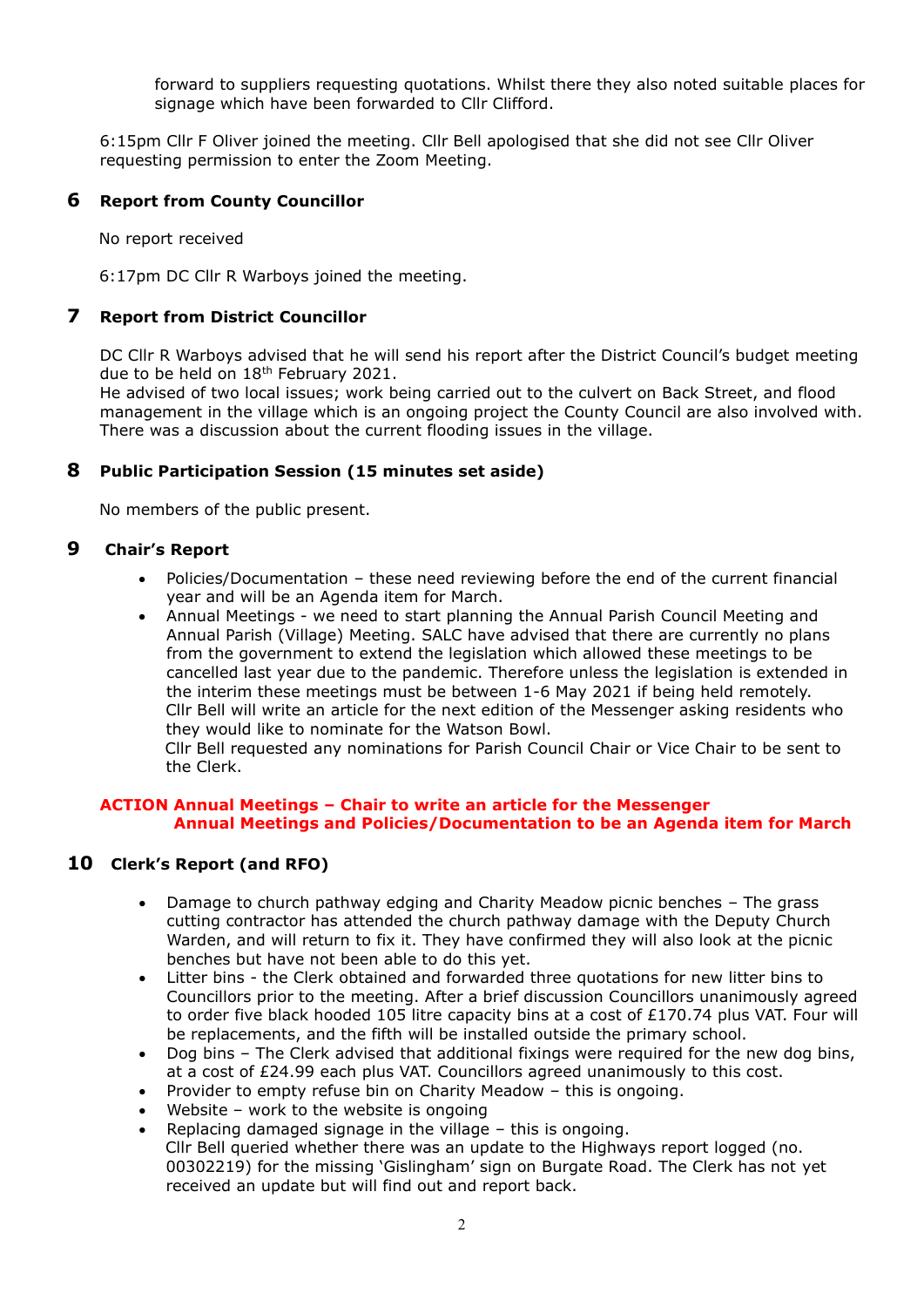forward to suppliers requesting quotations. Whilst there they also noted suitable places for signage which have been forwarded to Cllr Clifford.

6:15pm Cllr F Oliver joined the meeting. Cllr Bell apologised that she did not see Cllr Oliver requesting permission to enter the Zoom Meeting.

## 6 Report from County Councillor

No report received

6:17pm DC Cllr R Warboys joined the meeting.

## 7 Report from District Councillor

DC Cllr R Warboys advised that he will send his report after the District Council's budget meeting due to be held on 18th February 2021.
He advised of two local issues; work being carried out to the culvert on Back Street, and flood management in the village which is an ongoing project the County Council are also involved with. There was a discussion about the current flooding issues in the village.

## 8 Public Participation Session (15 minutes set aside)

No members of the public present.

## 9 Chair's Report

- Policies/Documentation – these need reviewing before the end of the current financial year and will be an Agenda item for March.
- Annual Meetings - we need to start planning the Annual Parish Council Meeting and Annual Parish (Village) Meeting. SALC have advised that there are currently no plans from the government to extend the legislation which allowed these meetings to be cancelled last year due to the pandemic. Therefore unless the legislation is extended in the interim these meetings must be between 1-6 May 2021 if being held remotely. Cllr Bell will write an article for the next edition of the Messenger asking residents who they would like to nominate for the Watson Bowl.
  Cllr Bell requested any nominations for Parish Council Chair or Vice Chair to be sent to the Clerk.

**ACTION Annual Meetings – Chair to write an article for the Messenger**
**Annual Meetings and Policies/Documentation to be an Agenda item for March**

## 10 Clerk's Report (and RFO)

- Damage to church pathway edging and Charity Meadow picnic benches – The grass cutting contractor has attended the church pathway damage with the Deputy Church Warden, and will return to fix it. They have confirmed they will also look at the picnic benches but have not been able to do this yet.
- Litter bins - the Clerk obtained and forwarded three quotations for new litter bins to Councillors prior to the meeting. After a brief discussion Councillors unanimously agreed to order five black hooded 105 litre capacity bins at a cost of £170.74 plus VAT. Four will be replacements, and the fifth will be installed outside the primary school.
- Dog bins – The Clerk advised that additional fixings were required for the new dog bins, at a cost of £24.99 each plus VAT. Councillors agreed unanimously to this cost.
- Provider to empty refuse bin on Charity Meadow – this is ongoing.
- Website – work to the website is ongoing
- Replacing damaged signage in the village – this is ongoing.
  Cllr Bell queried whether there was an update to the Highways report logged (no. 00302219) for the missing 'Gislingham' sign on Burgate Road. The Clerk has not yet received an update but will find out and report back.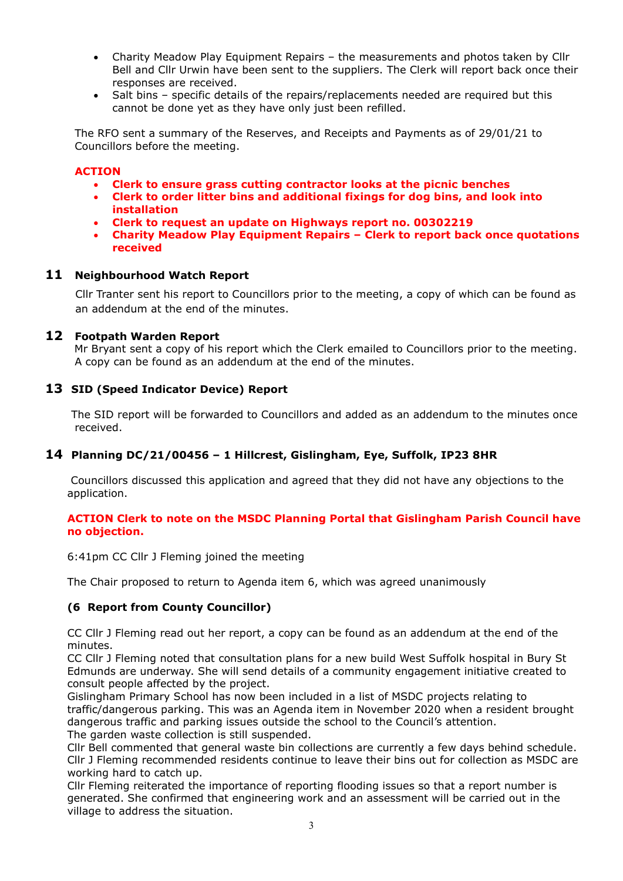- Charity Meadow Play Equipment Repairs – the measurements and photos taken by Cllr Bell and Cllr Urwin have been sent to the suppliers. The Clerk will report back once their responses are received.
- Salt bins – specific details of the repairs/replacements needed are required but this cannot be done yet as they have only just been refilled.

The RFO sent a summary of the Reserves, and Receipts and Payments as of 29/01/21 to Councillors before the meeting.

**ACTION**

- **Clerk to ensure grass cutting contractor looks at the picnic benches**
- **Clerk to order litter bins and additional fixings for dog bins, and look into installation**
- **Clerk to request an update on Highways report no. 00302219**
- **Charity Meadow Play Equipment Repairs – Clerk to report back once quotations received**

## 11 Neighbourhood Watch Report

Cllr Tranter sent his report to Councillors prior to the meeting, a copy of which can be found as an addendum at the end of the minutes.

## 12 Footpath Warden Report

Mr Bryant sent a copy of his report which the Clerk emailed to Councillors prior to the meeting. A copy can be found as an addendum at the end of the minutes.

## 13 SID (Speed Indicator Device) Report

The SID report will be forwarded to Councillors and added as an addendum to the minutes once received.

## 14 Planning DC/21/00456 – 1 Hillcrest, Gislingham, Eye, Suffolk, IP23 8HR

Councillors discussed this application and agreed that they did not have any objections to the application.

**ACTION Clerk to note on the MSDC Planning Portal that Gislingham Parish Council have no objection.**

6:41pm CC Cllr J Fleming joined the meeting

The Chair proposed to return to Agenda item 6, which was agreed unanimously

**(6 Report from County Councillor)**

CC Cllr J Fleming read out her report, a copy can be found as an addendum at the end of the minutes.
CC Cllr J Fleming noted that consultation plans for a new build West Suffolk hospital in Bury St Edmunds are underway. She will send details of a community engagement initiative created to consult people affected by the project.
Gislingham Primary School has now been included in a list of MSDC projects relating to traffic/dangerous parking. This was an Agenda item in November 2020 when a resident brought dangerous traffic and parking issues outside the school to the Council's attention.
The garden waste collection is still suspended.
Cllr Bell commented that general waste bin collections are currently a few days behind schedule. Cllr J Fleming recommended residents continue to leave their bins out for collection as MSDC are working hard to catch up.
Cllr Fleming reiterated the importance of reporting flooding issues so that a report number is generated. She confirmed that engineering work and an assessment will be carried out in the village to address the situation.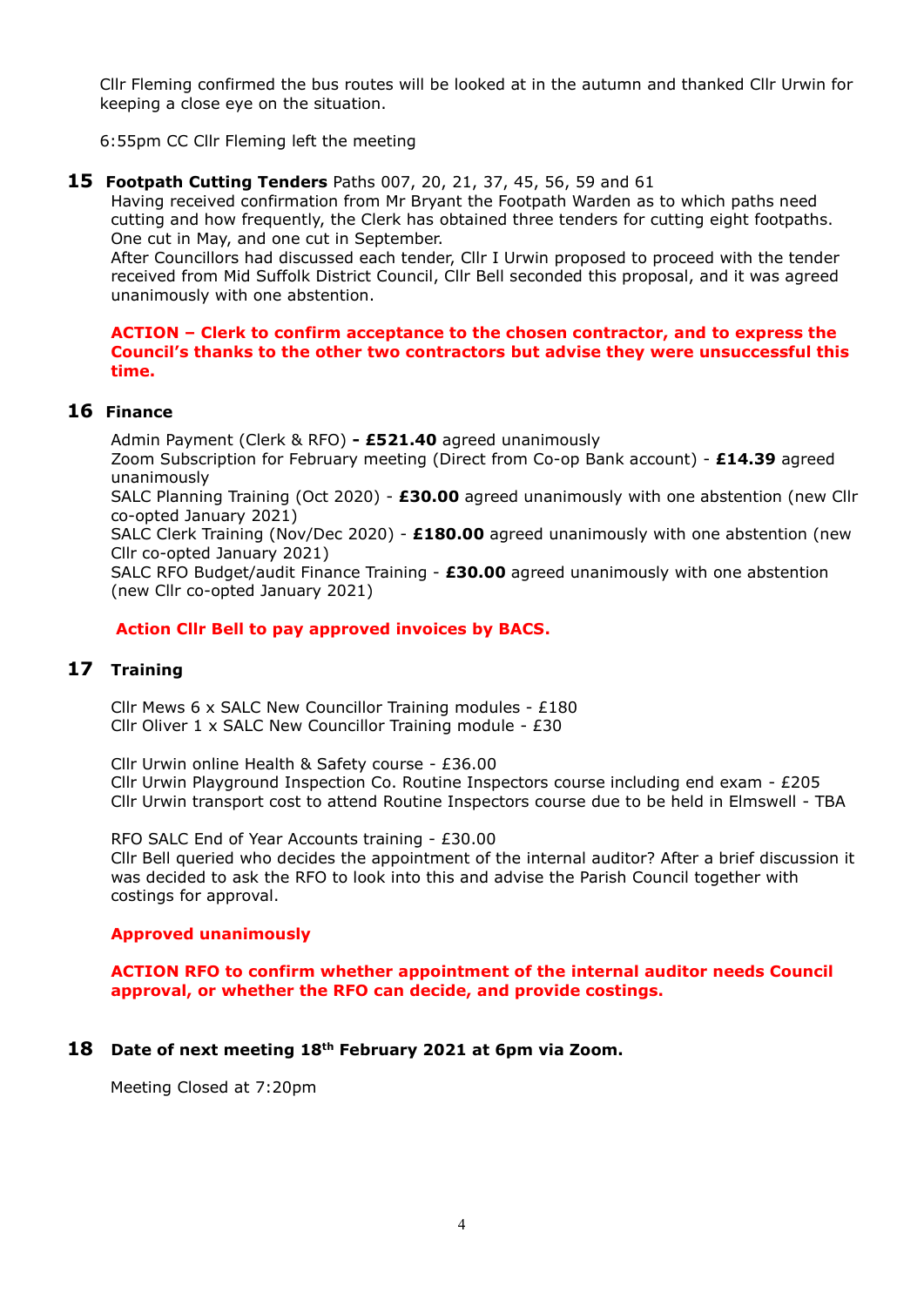Cllr Fleming confirmed the bus routes will be looked at in the autumn and thanked Cllr Urwin for keeping a close eye on the situation.

6:55pm CC Cllr Fleming left the meeting

## 15 Footpath Cutting Tenders Paths 007, 20, 21, 37, 45, 56, 59 and 61

Having received confirmation from Mr Bryant the Footpath Warden as to which paths need cutting and how frequently, the Clerk has obtained three tenders for cutting eight footpaths. One cut in May, and one cut in September.

After Councillors had discussed each tender, Cllr I Urwin proposed to proceed with the tender received from Mid Suffolk District Council, Cllr Bell seconded this proposal, and it was agreed unanimously with one abstention.

**ACTION – Clerk to confirm acceptance to the chosen contractor, and to express the Council's thanks to the other two contractors but advise they were unsuccessful this time.**

## 16 Finance

Admin Payment (Clerk & RFO) **- £521.40** agreed unanimously

Zoom Subscription for February meeting (Direct from Co-op Bank account) - **£14.39** agreed unanimously

SALC Planning Training (Oct 2020) - **£30.00** agreed unanimously with one abstention (new Cllr co-opted January 2021)

SALC Clerk Training (Nov/Dec 2020) - **£180.00** agreed unanimously with one abstention (new Cllr co-opted January 2021)

SALC RFO Budget/audit Finance Training - **£30.00** agreed unanimously with one abstention (new Cllr co-opted January 2021)

**Action Cllr Bell to pay approved invoices by BACS.**

## 17 Training

Cllr Mews 6 x SALC New Councillor Training modules - £180
Cllr Oliver 1 x SALC New Councillor Training module - £30

Cllr Urwin online Health & Safety course - £36.00
Cllr Urwin Playground Inspection Co. Routine Inspectors course including end exam - £205
Cllr Urwin transport cost to attend Routine Inspectors course due to be held in Elmswell - TBA

RFO SALC End of Year Accounts training - £30.00
Cllr Bell queried who decides the appointment of the internal auditor? After a brief discussion it was decided to ask the RFO to look into this and advise the Parish Council together with costings for approval.

**Approved unanimously**

**ACTION RFO to confirm whether appointment of the internal auditor needs Council approval, or whether the RFO can decide, and provide costings.**

## 18 Date of next meeting 18th February 2021 at 6pm via Zoom.

Meeting Closed at 7:20pm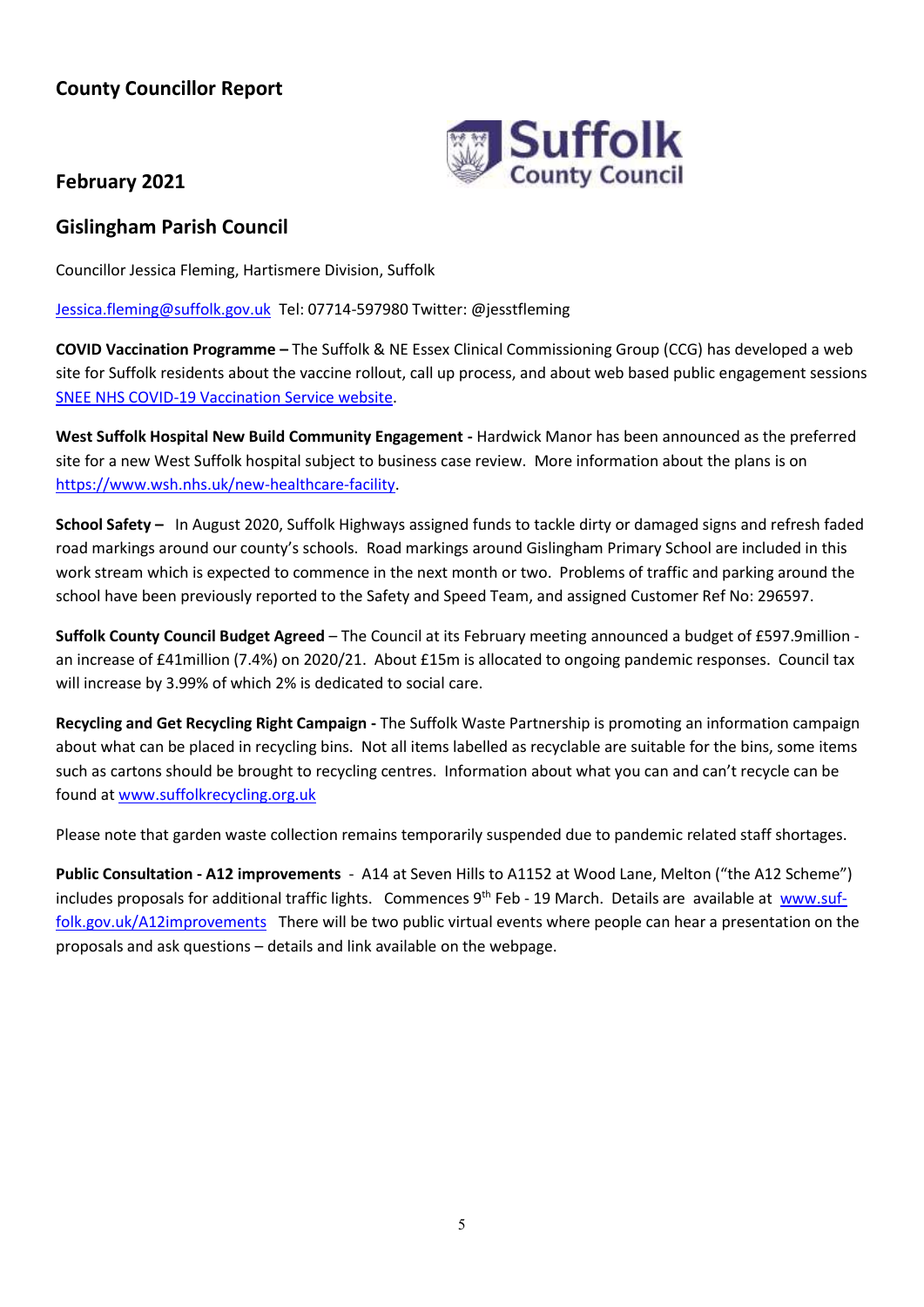## County Councillor Report

## February 2021

## Gislingham Parish Council

Councillor Jessica Fleming, Hartismere Division, Suffolk

Jessica.fleming@suffolk.gov.uk Tel: 07714-597980 Twitter: @jesstfleming

**COVID Vaccination Programme –** The Suffolk & NE Essex Clinical Commissioning Group (CCG) has developed a web site for Suffolk residents about the vaccine rollout, call up process, and about web based public engagement sessions SNEE NHS COVID-19 Vaccination Service website.

**West Suffolk Hospital New Build Community Engagement -** Hardwick Manor has been announced as the preferred site for a new West Suffolk hospital subject to business case review. More information about the plans is on https://www.wsh.nhs.uk/new-healthcare-facility.

**School Safety –** In August 2020, Suffolk Highways assigned funds to tackle dirty or damaged signs and refresh faded road markings around our county's schools. Road markings around Gislingham Primary School are included in this work stream which is expected to commence in the next month or two. Problems of traffic and parking around the school have been previously reported to the Safety and Speed Team, and assigned Customer Ref No: 296597.

**Suffolk County Council Budget Agreed** – The Council at its February meeting announced a budget of £597.9million - an increase of £41million (7.4%) on 2020/21. About £15m is allocated to ongoing pandemic responses. Council tax will increase by 3.99% of which 2% is dedicated to social care.

**Recycling and Get Recycling Right Campaign -** The Suffolk Waste Partnership is promoting an information campaign about what can be placed in recycling bins. Not all items labelled as recyclable are suitable for the bins, some items such as cartons should be brought to recycling centres. Information about what you can and can't recycle can be found at www.suffolkrecycling.org.uk

Please note that garden waste collection remains temporarily suspended due to pandemic related staff shortages.

**Public Consultation - A12 improvements** - A14 at Seven Hills to A1152 at Wood Lane, Melton ("the A12 Scheme") includes proposals for additional traffic lights. Commences 9th Feb - 19 March. Details are available at www.suffolk.gov.uk/A12improvements There will be two public virtual events where people can hear a presentation on the proposals and ask questions – details and link available on the webpage.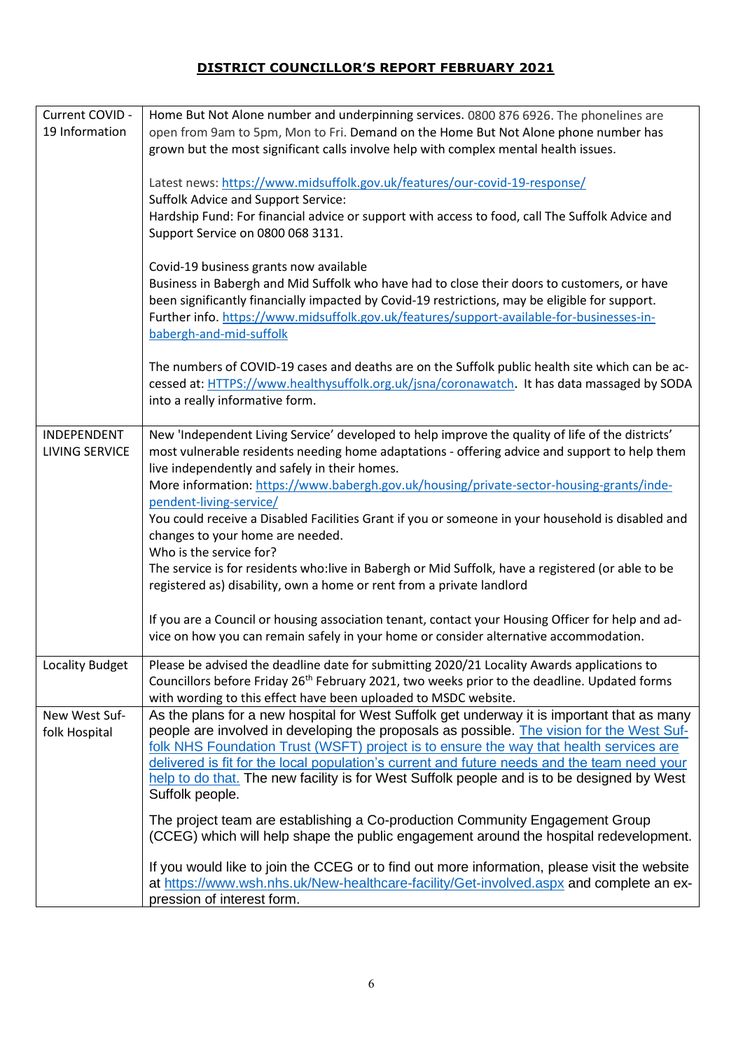# DISTRICT COUNCILLOR'S REPORT FEBRUARY 2021

| | |
|---|---|
| Current COVID - 19 Information | Home But Not Alone number and underpinning services. 0800 876 6926. The phonelines are open from 9am to 5pm, Mon to Fri. Demand on the Home But Not Alone phone number has grown but the most significant calls involve help with complex mental health issues.<br><br>Latest news: https://www.midsuffolk.gov.uk/features/our-covid-19-response/<br>Suffolk Advice and Support Service:<br>Hardship Fund: For financial advice or support with access to food, call The Suffolk Advice and Support Service on 0800 068 3131.<br><br>Covid-19 business grants now available<br>Business in Babergh and Mid Suffolk who have had to close their doors to customers, or have been significantly financially impacted by Covid-19 restrictions, may be eligible for support. Further info. https://www.midsuffolk.gov.uk/features/support-available-for-businesses-in-babergh-and-mid-suffolk<br><br>The numbers of COVID-19 cases and deaths are on the Suffolk public health site which can be accessed at: HTTPS://www.healthysuffolk.org.uk/jsna/coronawatch. It has data massaged by SODA into a really informative form. |
| INDEPENDENT LIVING SERVICE | New 'Independent Living Service' developed to help improve the quality of life of the districts' most vulnerable residents needing home adaptations - offering advice and support to help them live independently and safely in their homes.<br>More information: https://www.babergh.gov.uk/housing/private-sector-housing-grants/independent-living-service/<br>You could receive a Disabled Facilities Grant if you or someone in your household is disabled and changes to your home are needed.<br>Who is the service for?<br>The service is for residents who:live in Babergh or Mid Suffolk, have a registered (or able to be registered as) disability, own a home or rent from a private landlord<br><br>If you are a Council or housing association tenant, contact your Housing Officer for help and advice on how you can remain safely in your home or consider alternative accommodation. |
| Locality Budget | Please be advised the deadline date for submitting 2020/21 Locality Awards applications to Councillors before Friday 26th February 2021, two weeks prior to the deadline. Updated forms with wording to this effect have been uploaded to MSDC website. |
| New West Suffolk Hospital | As the plans for a new hospital for West Suffolk get underway it is important that as many people are involved in developing the proposals as possible. The vision for the West Suffolk NHS Foundation Trust (WSFT) project is to ensure the way that health services are delivered is fit for the local population's current and future needs and the team need your help to do that. The new facility is for West Suffolk people and is to be designed by West Suffolk people.<br><br>The project team are establishing a Co-production Community Engagement Group (CCEG) which will help shape the public engagement around the hospital redevelopment.<br><br>If you would like to join the CCEG or to find out more information, please visit the website at https://www.wsh.nhs.uk/New-healthcare-facility/Get-involved.aspx and complete an expression of interest form. |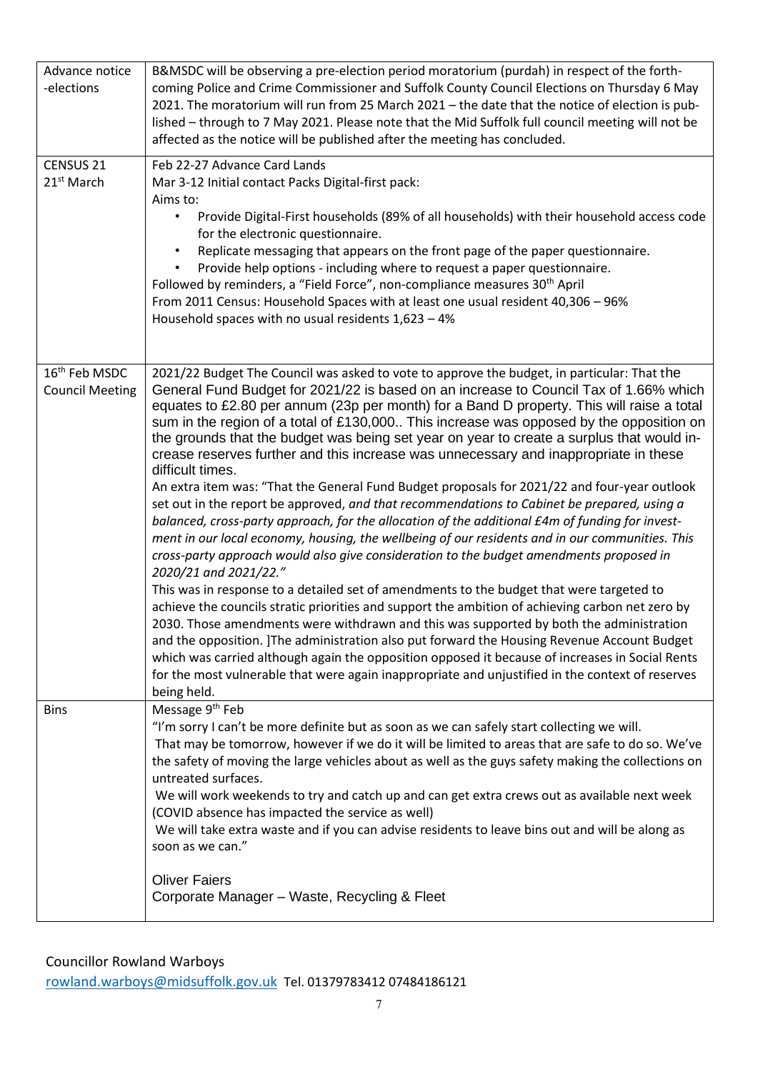| | |
|---|---|
| Advance notice -elections | B&MSDC will be observing a pre-election period moratorium (purdah) in respect of the forth-coming Police and Crime Commissioner and Suffolk County Council Elections on Thursday 6 May 2021. The moratorium will run from 25 March 2021 – the date that the notice of election is pub-lished – through to 7 May 2021. Please note that the Mid Suffolk full council meeting will not be affected as the notice will be published after the meeting has concluded. |
| CENSUS 21<br>21st March | Feb 22-27 Advance Card Lands<br>Mar 3-12 Initial contact Packs Digital-first pack:<br>Aims to:<br>• Provide Digital-First households (89% of all households) with their household access code for the electronic questionnaire.<br>• Replicate messaging that appears on the front page of the paper questionnaire.<br>• Provide help options - including where to request a paper questionnaire.<br>Followed by reminders, a "Field Force", non-compliance measures 30th April<br>From 2011 Census: Household Spaces with at least one usual resident 40,306 – 96%<br>Household spaces with no usual residents 1,623 – 4% |
| 16th Feb MSDC Council Meeting | 2021/22 Budget The Council was asked to vote to approve the budget, in particular: That the General Fund Budget for 2021/22 is based on an increase to Council Tax of 1.66% which equates to £2.80 per annum (23p per month) for a Band D property. This will raise a total sum in the region of a total of £130,000.. This increase was opposed by the opposition on the grounds that the budget was being set year on year to create a surplus that would in-crease reserves further and this increase was unnecessary and inappropriate in these difficult times.<br>An extra item was: "That the General Fund Budget proposals for 2021/22 and four-year outlook set out in the report be approved, *and that recommendations to Cabinet be prepared, using a balanced, cross-party approach, for the allocation of the additional £4m of funding for invest-ment in our local economy, housing, the wellbeing of our residents and in our communities. This cross-party approach would also give consideration to the budget amendments proposed in 2020/21 and 2021/22."*<br>This was in response to a detailed set of amendments to the budget that were targeted to achieve the councils stratic priorities and support the ambition of achieving carbon net zero by 2030. Those amendments were withdrawn and this was supported by both the administration and the opposition. ]The administration also put forward the Housing Revenue Account Budget which was carried although again the opposition opposed it because of increases in Social Rents for the most vulnerable that were again inappropriate and unjustified in the context of reserves being held. |
| Bins | Message 9th Feb<br>"I'm sorry I can't be more definite but as soon as we can safely start collecting we will.<br>That may be tomorrow, however if we do it will be limited to areas that are safe to do so. We've the safety of moving the large vehicles about as well as the guys safety making the collections on untreated surfaces.<br>We will work weekends to try and catch up and can get extra crews out as available next week (COVID absence has impacted the service as well)<br>We will take extra waste and if you can advise residents to leave bins out and will be along as soon as we can."<br><br>Oliver Faiers<br>Corporate Manager – Waste, Recycling & Fleet |

Councillor Rowland Warboys
rowland.warboys@midsuffolk.gov.uk Tel. 01379783412 07484186121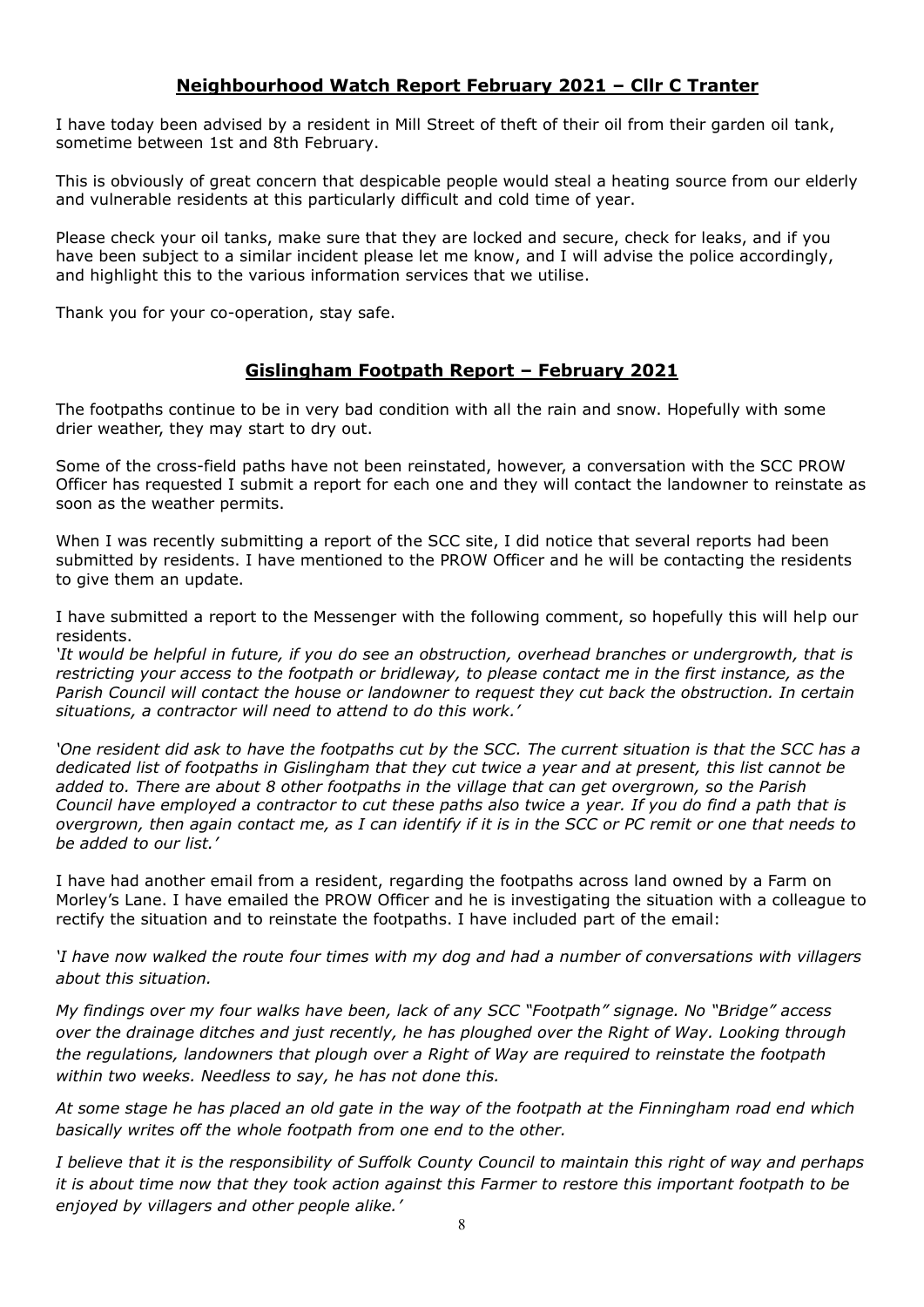## Neighbourhood Watch Report February 2021 – Cllr C Tranter

I have today been advised by a resident in Mill Street of theft of their oil from their garden oil tank, sometime between 1st and 8th February.

This is obviously of great concern that despicable people would steal a heating source from our elderly and vulnerable residents at this particularly difficult and cold time of year.

Please check your oil tanks, make sure that they are locked and secure, check for leaks, and if you have been subject to a similar incident please let me know, and I will advise the police accordingly, and highlight this to the various information services that we utilise.

Thank you for your co-operation, stay safe.

## Gislingham Footpath Report – February 2021

The footpaths continue to be in very bad condition with all the rain and snow. Hopefully with some drier weather, they may start to dry out.

Some of the cross-field paths have not been reinstated, however, a conversation with the SCC PROW Officer has requested I submit a report for each one and they will contact the landowner to reinstate as soon as the weather permits.

When I was recently submitting a report of the SCC site, I did notice that several reports had been submitted by residents. I have mentioned to the PROW Officer and he will be contacting the residents to give them an update.

I have submitted a report to the Messenger with the following comment, so hopefully this will help our residents.

*'It would be helpful in future, if you do see an obstruction, overhead branches or undergrowth, that is restricting your access to the footpath or bridleway, to please contact me in the first instance, as the Parish Council will contact the house or landowner to request they cut back the obstruction. In certain situations, a contractor will need to attend to do this work.'*

*'One resident did ask to have the footpaths cut by the SCC. The current situation is that the SCC has a dedicated list of footpaths in Gislingham that they cut twice a year and at present, this list cannot be added to. There are about 8 other footpaths in the village that can get overgrown, so the Parish Council have employed a contractor to cut these paths also twice a year. If you do find a path that is overgrown, then again contact me, as I can identify if it is in the SCC or PC remit or one that needs to be added to our list.'*

I have had another email from a resident, regarding the footpaths across land owned by a Farm on Morley's Lane. I have emailed the PROW Officer and he is investigating the situation with a colleague to rectify the situation and to reinstate the footpaths. I have included part of the email:

*'I have now walked the route four times with my dog and had a number of conversations with villagers about this situation.*

*My findings over my four walks have been, lack of any SCC "Footpath" signage. No "Bridge" access over the drainage ditches and just recently, he has ploughed over the Right of Way. Looking through the regulations, landowners that plough over a Right of Way are required to reinstate the footpath within two weeks. Needless to say, he has not done this.*

*At some stage he has placed an old gate in the way of the footpath at the Finningham road end which basically writes off the whole footpath from one end to the other.*

*I believe that it is the responsibility of Suffolk County Council to maintain this right of way and perhaps it is about time now that they took action against this Farmer to restore this important footpath to be enjoyed by villagers and other people alike.'*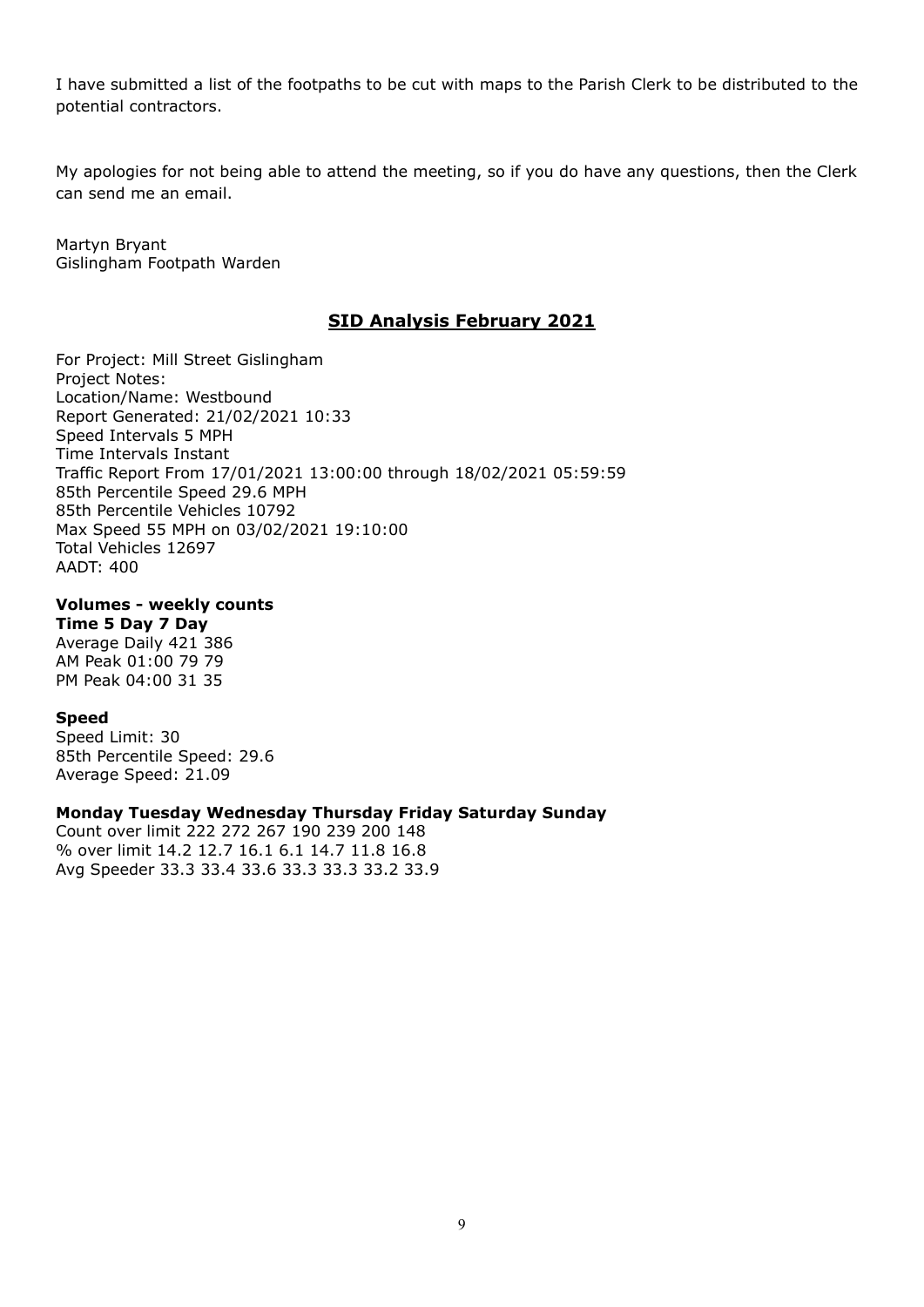I have submitted a list of the footpaths to be cut with maps to the Parish Clerk to be distributed to the potential contractors.

My apologies for not being able to attend the meeting, so if you do have any questions, then the Clerk can send me an email.

Martyn Bryant
Gislingham Footpath Warden

## SID Analysis February 2021

For Project: Mill Street Gislingham
Project Notes:
Location/Name: Westbound
Report Generated: 21/02/2021 10:33
Speed Intervals 5 MPH
Time Intervals Instant
Traffic Report From 17/01/2021 13:00:00 through 18/02/2021 05:59:59
85th Percentile Speed 29.6 MPH
85th Percentile Vehicles 10792
Max Speed 55 MPH on 03/02/2021 19:10:00
Total Vehicles 12697
AADT: 400

**Volumes - weekly counts**
**Time 5 Day 7 Day**
Average Daily 421 386
AM Peak 01:00 79 79
PM Peak 04:00 31 35

**Speed**
Speed Limit: 30
85th Percentile Speed: 29.6
Average Speed: 21.09

**Monday Tuesday Wednesday Thursday Friday Saturday Sunday**
Count over limit 222 272 267 190 239 200 148
% over limit 14.2 12.7 16.1 6.1 14.7 11.8 16.8
Avg Speeder 33.3 33.4 33.6 33.3 33.3 33.2 33.9